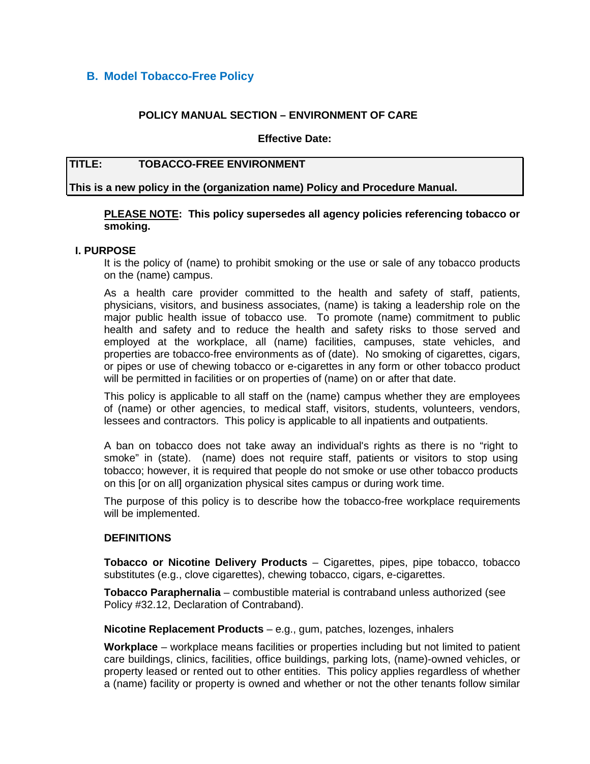## B. Model Tobacco-Free Policy

**POLICY MANUAL SECTION – ENVIRONMENT OF CARE**

**Effective Date:**

**TITLE: TOBACCO-FREE ENVIRONMENT**

**This is a new policy in the (organization name) Policy and Procedure Manual.**

**<u>PLEASE NOTE</u>: This policy supersedes all agency policies referencing tobacco or smoking.**

### I. PURPOSE

It is the policy of (name) to prohibit smoking or the use or sale of any tobacco products on the (name) campus.

As a health care provider committed to the health and safety of staff, patients, physicians, visitors, and business associates, (name) is taking a leadership role on the major public health issue of tobacco use. To promote (name) commitment to public health and safety and to reduce the health and safety risks to those served and employed at the workplace, all (name) facilities, campuses, state vehicles, and properties are tobacco-free environments as of (date). No smoking of cigarettes, cigars, or pipes or use of chewing tobacco or e-cigarettes in any form or other tobacco product will be permitted in facilities or on properties of (name) on or after that date.

This policy is applicable to all staff on the (name) campus whether they are employees of (name) or other agencies, to medical staff, visitors, students, volunteers, vendors, lessees and contractors. This policy is applicable to all inpatients and outpatients.

A ban on tobacco does not take away an individual's rights as there is no "right to smoke" in (state). (name) does not require staff, patients or visitors to stop using tobacco; however, it is required that people do not smoke or use other tobacco products on this [or on all] organization physical sites campus or during work time.

The purpose of this policy is to describe how the tobacco-free workplace requirements will be implemented.

**DEFINITIONS**

**Tobacco or Nicotine Delivery Products** – Cigarettes, pipes, pipe tobacco, tobacco substitutes (e.g., clove cigarettes), chewing tobacco, cigars, e-cigarettes.

**Tobacco Paraphernalia** – combustible material is contraband unless authorized (see Policy #32.12, Declaration of Contraband).

**Nicotine Replacement Products** – e.g., gum, patches, lozenges, inhalers

**Workplace** – workplace means facilities or properties including but not limited to patient care buildings, clinics, facilities, office buildings, parking lots, (name)-owned vehicles, or property leased or rented out to other entities. This policy applies regardless of whether a (name) facility or property is owned and whether or not the other tenants follow similar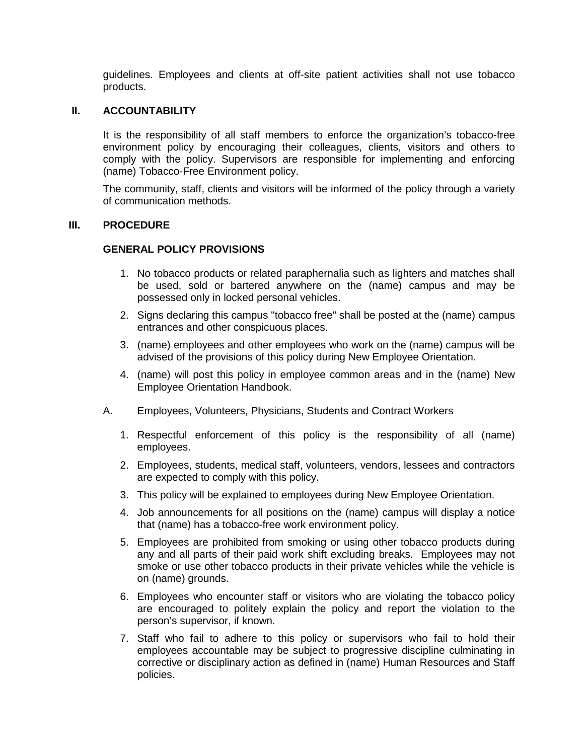guidelines. Employees and clients at off-site patient activities shall not use tobacco products.

## II. ACCOUNTABILITY

It is the responsibility of all staff members to enforce the organization's tobacco-free environment policy by encouraging their colleagues, clients, visitors and others to comply with the policy. Supervisors are responsible for implementing and enforcing (name) Tobacco-Free Environment policy.

The community, staff, clients and visitors will be informed of the policy through a variety of communication methods.

## III. PROCEDURE

### GENERAL POLICY PROVISIONS

1. No tobacco products or related paraphernalia such as lighters and matches shall be used, sold or bartered anywhere on the (name) campus and may be possessed only in locked personal vehicles.
2. Signs declaring this campus "tobacco free" shall be posted at the (name) campus entrances and other conspicuous places.
3. (name) employees and other employees who work on the (name) campus will be advised of the provisions of this policy during New Employee Orientation.
4. (name) will post this policy in employee common areas and in the (name) New Employee Orientation Handbook.

A. Employees, Volunteers, Physicians, Students and Contract Workers

1. Respectful enforcement of this policy is the responsibility of all (name) employees.
2. Employees, students, medical staff, volunteers, vendors, lessees and contractors are expected to comply with this policy.
3. This policy will be explained to employees during New Employee Orientation.
4. Job announcements for all positions on the (name) campus will display a notice that (name) has a tobacco-free work environment policy.
5. Employees are prohibited from smoking or using other tobacco products during any and all parts of their paid work shift excluding breaks. Employees may not smoke or use other tobacco products in their private vehicles while the vehicle is on (name) grounds.
6. Employees who encounter staff or visitors who are violating the tobacco policy are encouraged to politely explain the policy and report the violation to the person's supervisor, if known.
7. Staff who fail to adhere to this policy or supervisors who fail to hold their employees accountable may be subject to progressive discipline culminating in corrective or disciplinary action as defined in (name) Human Resources and Staff policies.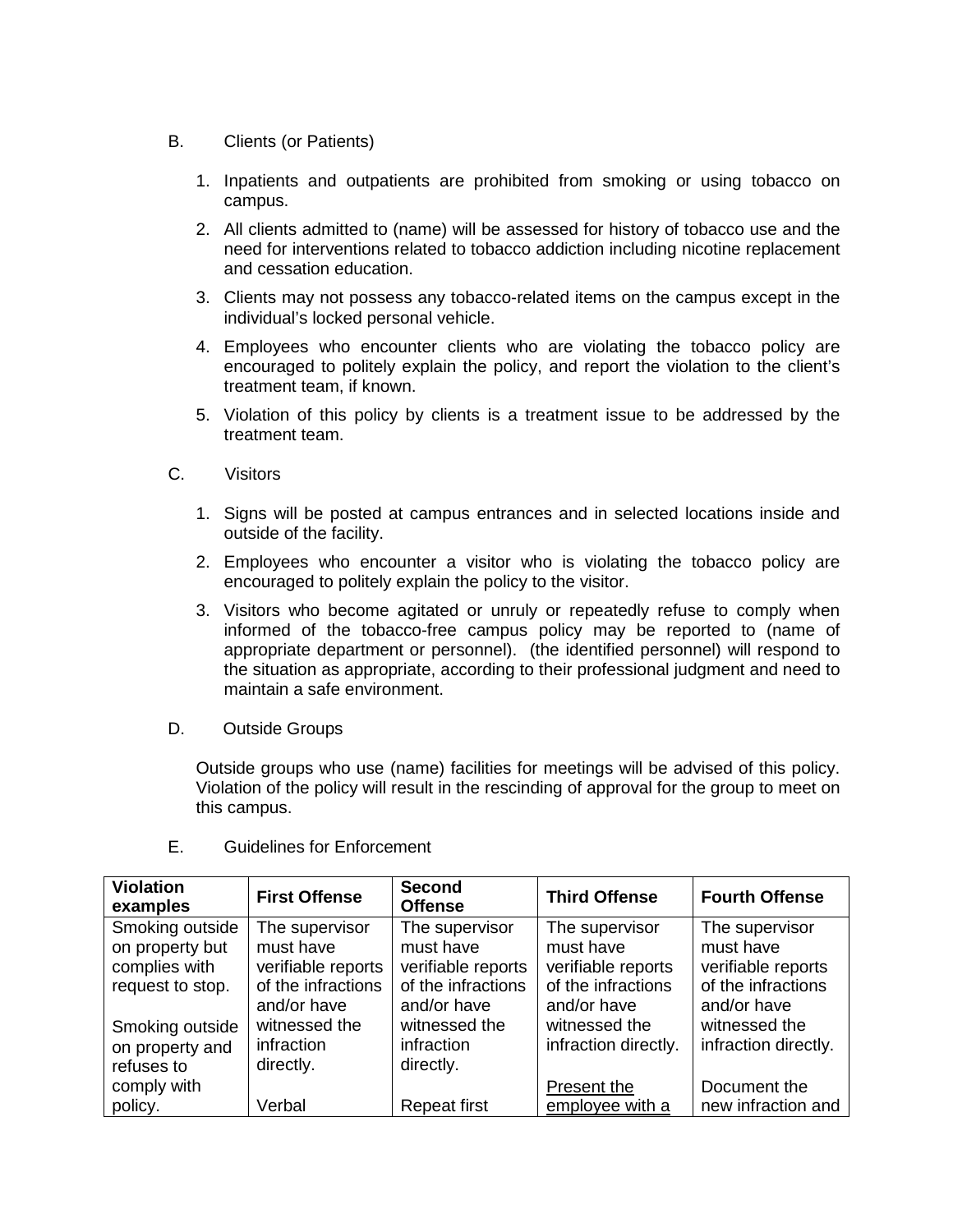B. Clients (or Patients)

1. Inpatients and outpatients are prohibited from smoking or using tobacco on campus.
2. All clients admitted to (name) will be assessed for history of tobacco use and the need for interventions related to tobacco addiction including nicotine replacement and cessation education.
3. Clients may not possess any tobacco-related items on the campus except in the individual's locked personal vehicle.
4. Employees who encounter clients who are violating the tobacco policy are encouraged to politely explain the policy, and report the violation to the client's treatment team, if known.
5. Violation of this policy by clients is a treatment issue to be addressed by the treatment team.

C. Visitors

1. Signs will be posted at campus entrances and in selected locations inside and outside of the facility.
2. Employees who encounter a visitor who is violating the tobacco policy are encouraged to politely explain the policy to the visitor.
3. Visitors who become agitated or unruly or repeatedly refuse to comply when informed of the tobacco-free campus policy may be reported to (name of appropriate department or personnel). (the identified personnel) will respond to the situation as appropriate, according to their professional judgment and need to maintain a safe environment.

D. Outside Groups

Outside groups who use (name) facilities for meetings will be advised of this policy. Violation of the policy will result in the rescinding of approval for the group to meet on this campus.

E. Guidelines for Enforcement

| Violation examples | First Offense | Second Offense | Third Offense | Fourth Offense |
|---|---|---|---|---|
| Smoking outside on property but complies with request to stop.<br><br>Smoking outside on property and refuses to comply with policy. | The supervisor must have verifiable reports of the infractions and/or have witnessed the infraction directly.<br><br>Verbal | The supervisor must have verifiable reports of the infractions and/or have witnessed the infraction directly.<br><br>Repeat first | The supervisor must have verifiable reports of the infractions and/or have witnessed the infraction directly.<br><br><u>Present the employee with a</u> | The supervisor must have verifiable reports of the infractions and/or have witnessed the infraction directly.<br><br>Document the new infraction and |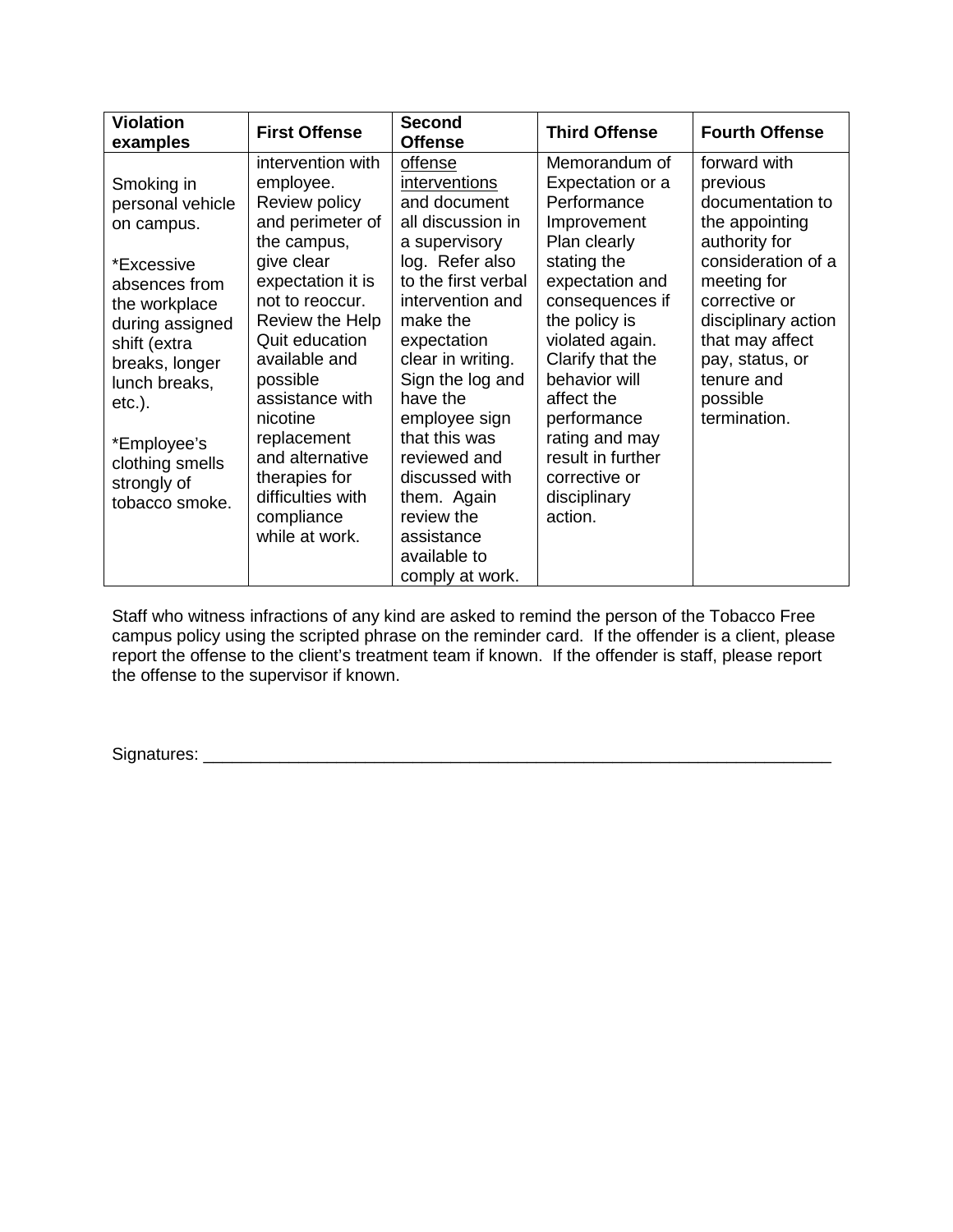| Violation examples | First Offense | Second Offense | Third Offense | Fourth Offense |
|---|---|---|---|---|
| Smoking in personal vehicle on campus.<br><br>*Excessive absences from the workplace during assigned shift (extra breaks, longer lunch breaks, etc.).<br><br>*Employee's clothing smells strongly of tobacco smoke. | intervention with employee. Review policy and perimeter of the campus, give clear expectation it is not to reoccur. Review the Help Quit education available and possible assistance with nicotine replacement and alternative therapies for difficulties with compliance while at work. | offense interventions and document all discussion in a supervisory log. Refer also to the first verbal intervention and make the expectation clear in writing. Sign the log and have the employee sign that this was reviewed and discussed with them. Again review the assistance available to comply at work. | Memorandum of Expectation or a Performance Improvement Plan clearly stating the expectation and consequences if the policy is violated again. Clarify that the behavior will affect the performance rating and may result in further corrective or disciplinary action. | forward with previous documentation to the appointing authority for consideration of a meeting for corrective or disciplinary action that may affect pay, status, or tenure and possible termination. |

Staff who witness infractions of any kind are asked to remind the person of the Tobacco Free campus policy using the scripted phrase on the reminder card. If the offender is a client, please report the offense to the client's treatment team if known. If the offender is staff, please report the offense to the supervisor if known.

Signatures: ___________________________________________________________________